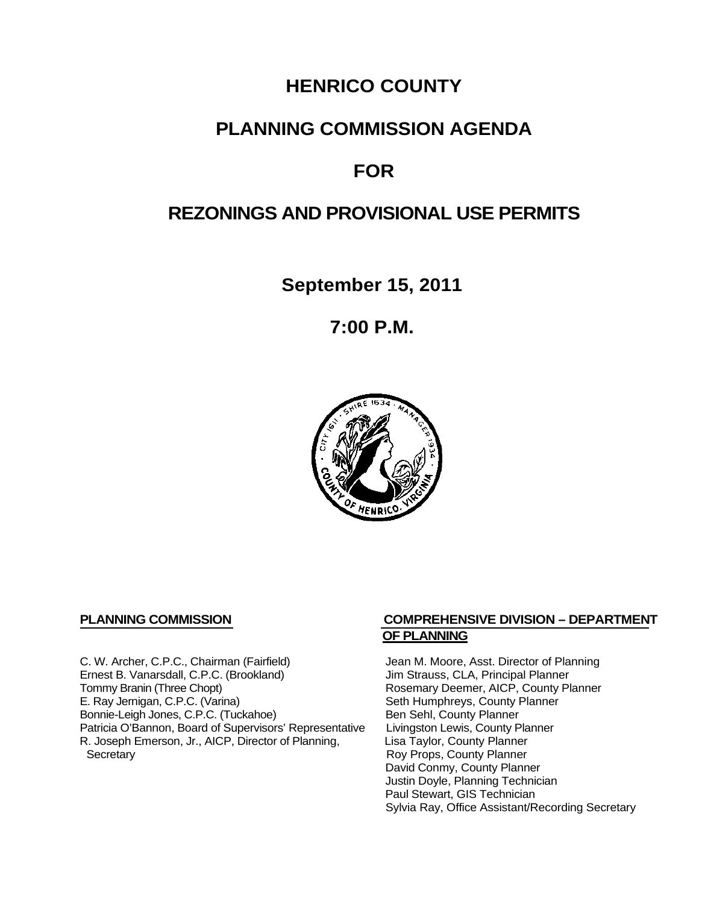# HENRICO COUNTY

# PLANNING COMMISSION AGENDA

# FOR

# REZONINGS AND PROVISIONAL USE PERMITS

## September 15, 2011

## 7:00 P.M.

**PLANNING COMMISSION**

C. W. Archer, C.P.C., Chairman (Fairfield)
Ernest B. Vanarsdall, C.P.C. (Brookland)
Tommy Branin (Three Chopt)
E. Ray Jernigan, C.P.C. (Varina)
Bonnie-Leigh Jones, C.P.C. (Tuckahoe)
Patricia O'Bannon, Board of Supervisors' Representative
R. Joseph Emerson, Jr., AICP, Director of Planning, Secretary

**COMPREHENSIVE DIVISION – DEPARTMENT OF PLANNING**

Jean M. Moore, Asst. Director of Planning
Jim Strauss, CLA, Principal Planner
Rosemary Deemer, AICP, County Planner
Seth Humphreys, County Planner
Ben Sehl, County Planner
Livingston Lewis, County Planner
Lisa Taylor, County Planner
Roy Props, County Planner
David Conmy, County Planner
Justin Doyle, Planning Technician
Paul Stewart, GIS Technician
Sylvia Ray, Office Assistant/Recording Secretary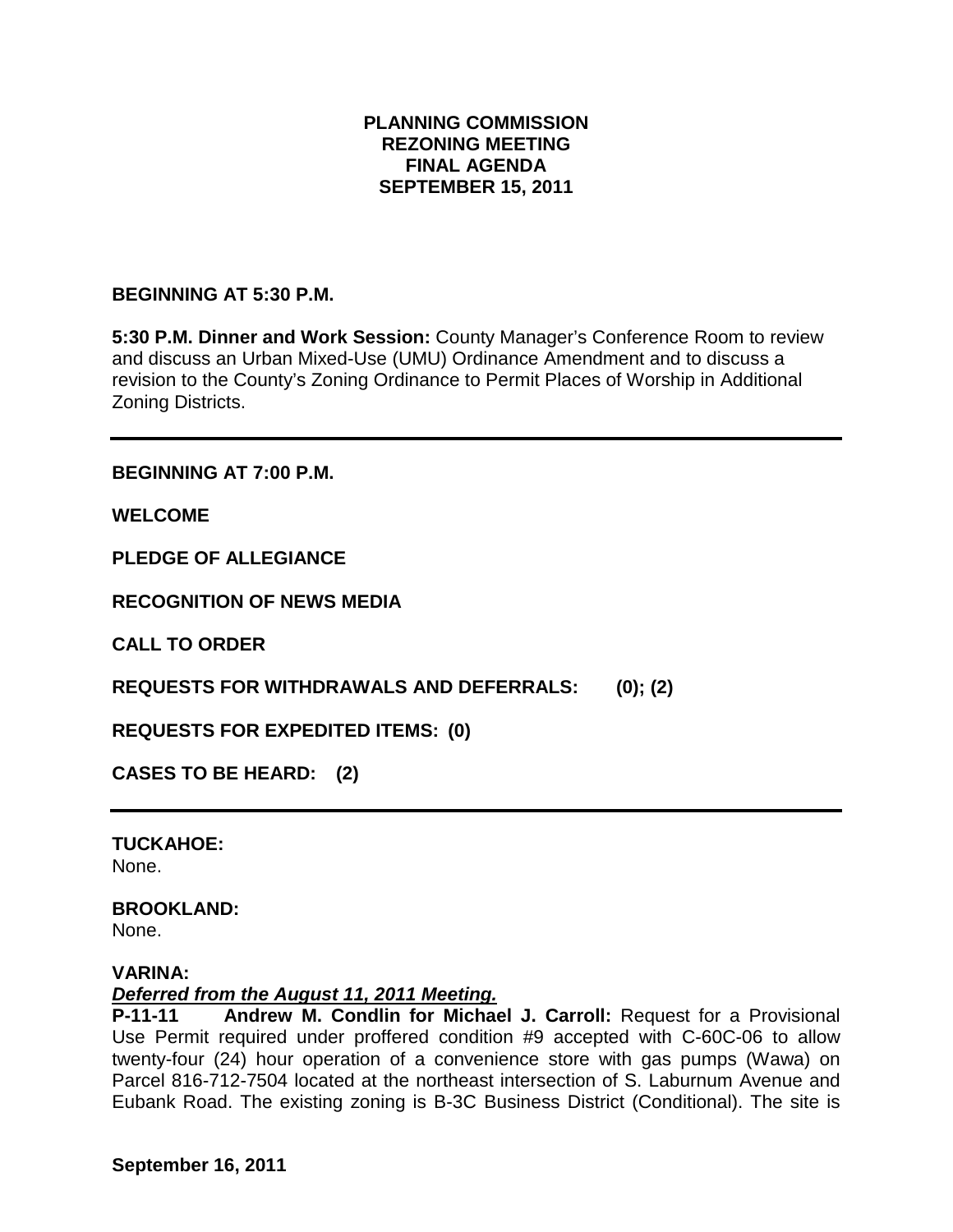**PLANNING COMMISSION**
**REZONING MEETING**
**FINAL AGENDA**
**SEPTEMBER 15, 2011**

**BEGINNING AT 5:30 P.M.**

**5:30 P.M. Dinner and Work Session:** County Manager's Conference Room to review and discuss an Urban Mixed-Use (UMU) Ordinance Amendment and to discuss a revision to the County's Zoning Ordinance to Permit Places of Worship in Additional Zoning Districts.

---

**BEGINNING AT 7:00 P.M.**

**WELCOME**

**PLEDGE OF ALLEGIANCE**

**RECOGNITION OF NEWS MEDIA**

**CALL TO ORDER**

**REQUESTS FOR WITHDRAWALS AND DEFERRALS: (0); (2)**

**REQUESTS FOR EXPEDITED ITEMS: (0)**

**CASES TO BE HEARD: (2)**

---

**TUCKAHOE:**
None.

**BROOKLAND:**
None.

**VARINA:**
***Deferred from the August 11, 2011 Meeting.***
**P-11-11 Andrew M. Condlin for Michael J. Carroll:** Request for a Provisional Use Permit required under proffered condition #9 accepted with C-60C-06 to allow twenty-four (24) hour operation of a convenience store with gas pumps (Wawa) on Parcel 816-712-7504 located at the northeast intersection of S. Laburnum Avenue and Eubank Road. The existing zoning is B-3C Business District (Conditional). The site is

**September 16, 2011**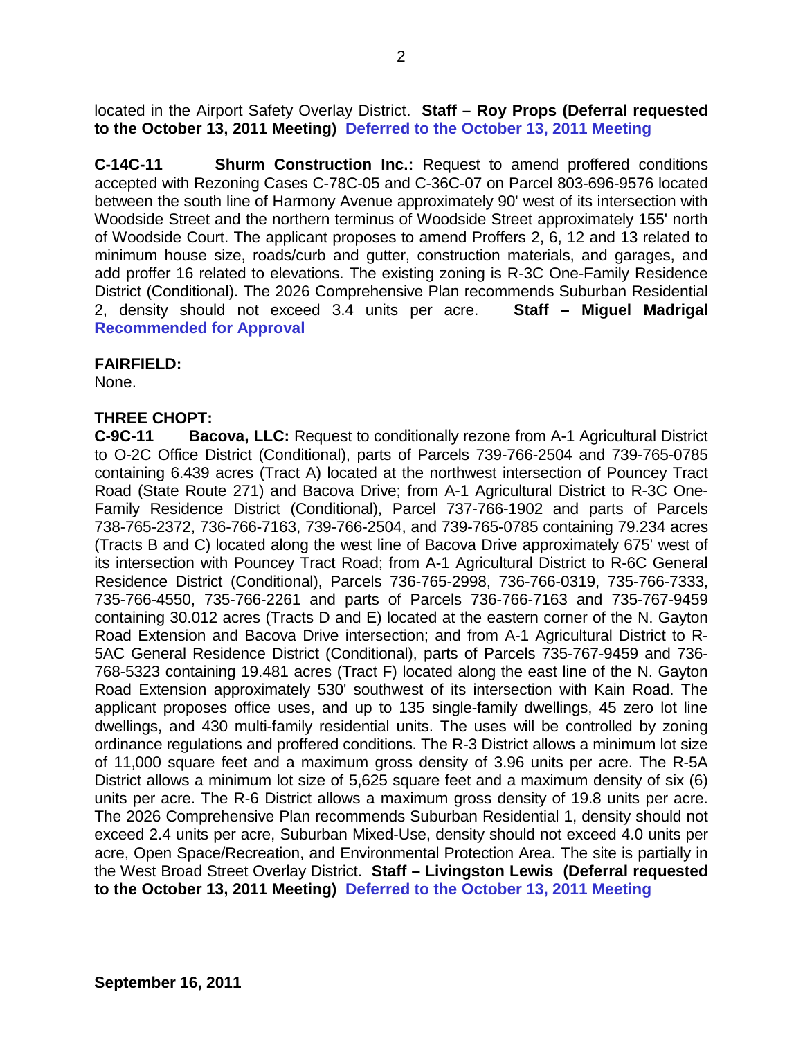located in the Airport Safety Overlay District. **Staff – Roy Props (Deferral requested to the October 13, 2011 Meeting)** **Deferred to the October 13, 2011 Meeting**

**C-14C-11 Shurm Construction Inc.:** Request to amend proffered conditions accepted with Rezoning Cases C-78C-05 and C-36C-07 on Parcel 803-696-9576 located between the south line of Harmony Avenue approximately 90' west of its intersection with Woodside Street and the northern terminus of Woodside Street approximately 155' north of Woodside Court. The applicant proposes to amend Proffers 2, 6, 12 and 13 related to minimum house size, roads/curb and gutter, construction materials, and garages, and add proffer 16 related to elevations. The existing zoning is R-3C One-Family Residence District (Conditional). The 2026 Comprehensive Plan recommends Suburban Residential 2, density should not exceed 3.4 units per acre. **Staff – Miguel Madrigal** **Recommended for Approval**

**FAIRFIELD:**
None.

**THREE CHOPT:**
**C-9C-11 Bacova, LLC:** Request to conditionally rezone from A-1 Agricultural District to O-2C Office District (Conditional), parts of Parcels 739-766-2504 and 739-765-0785 containing 6.439 acres (Tract A) located at the northwest intersection of Pouncey Tract Road (State Route 271) and Bacova Drive; from A-1 Agricultural District to R-3C One-Family Residence District (Conditional), Parcel 737-766-1902 and parts of Parcels 738-765-2372, 736-766-7163, 739-766-2504, and 739-765-0785 containing 79.234 acres (Tracts B and C) located along the west line of Bacova Drive approximately 675' west of its intersection with Pouncey Tract Road; from A-1 Agricultural District to R-6C General Residence District (Conditional), Parcels 736-765-2998, 736-766-0319, 735-766-7333, 735-766-4550, 735-766-2261 and parts of Parcels 736-766-7163 and 735-767-9459 containing 30.012 acres (Tracts D and E) located at the eastern corner of the N. Gayton Road Extension and Bacova Drive intersection; and from A-1 Agricultural District to R-5AC General Residence District (Conditional), parts of Parcels 735-767-9459 and 736-768-5323 containing 19.481 acres (Tract F) located along the east line of the N. Gayton Road Extension approximately 530' southwest of its intersection with Kain Road. The applicant proposes office uses, and up to 135 single-family dwellings, 45 zero lot line dwellings, and 430 multi-family residential units. The uses will be controlled by zoning ordinance regulations and proffered conditions. The R-3 District allows a minimum lot size of 11,000 square feet and a maximum gross density of 3.96 units per acre. The R-5A District allows a minimum lot size of 5,625 square feet and a maximum density of six (6) units per acre. The R-6 District allows a maximum gross density of 19.8 units per acre. The 2026 Comprehensive Plan recommends Suburban Residential 1, density should not exceed 2.4 units per acre, Suburban Mixed-Use, density should not exceed 4.0 units per acre, Open Space/Recreation, and Environmental Protection Area. The site is partially in the West Broad Street Overlay District. **Staff – Livingston Lewis (Deferral requested to the October 13, 2011 Meeting)** **Deferred to the October 13, 2011 Meeting**

**September 16, 2011**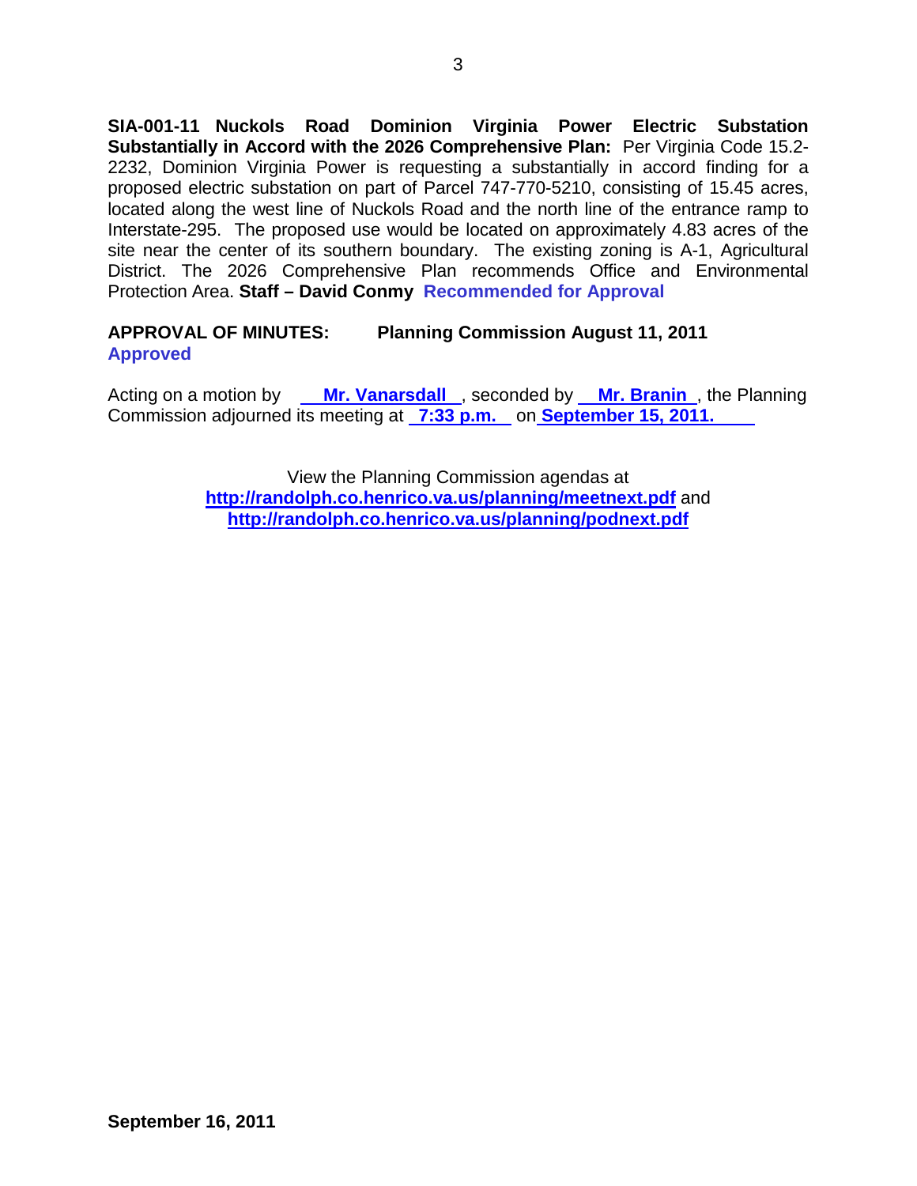**SIA-001-11 Nuckols Road Dominion Virginia Power Electric Substation Substantially in Accord with the 2026 Comprehensive Plan:** Per Virginia Code 15.2-2232, Dominion Virginia Power is requesting a substantially in accord finding for a proposed electric substation on part of Parcel 747-770-5210, consisting of 15.45 acres, located along the west line of Nuckols Road and the north line of the entrance ramp to Interstate-295. The proposed use would be located on approximately 4.83 acres of the site near the center of its southern boundary. The existing zoning is A-1, Agricultural District. The 2026 Comprehensive Plan recommends Office and Environmental Protection Area. **Staff – David Conmy** **Recommended for Approval**

**APPROVAL OF MINUTES: Planning Commission August 11, 2011**
**Approved**

Acting on a motion by **Mr. Vanarsdall**, seconded by **Mr. Branin**, the Planning Commission adjourned its meeting at **7:33 p.m.** on **September 15, 2011.**

View the Planning Commission agendas at
**http://randolph.co.henrico.va.us/planning/meetnext.pdf** and
**http://randolph.co.henrico.va.us/planning/podnext.pdf**

**September 16, 2011**